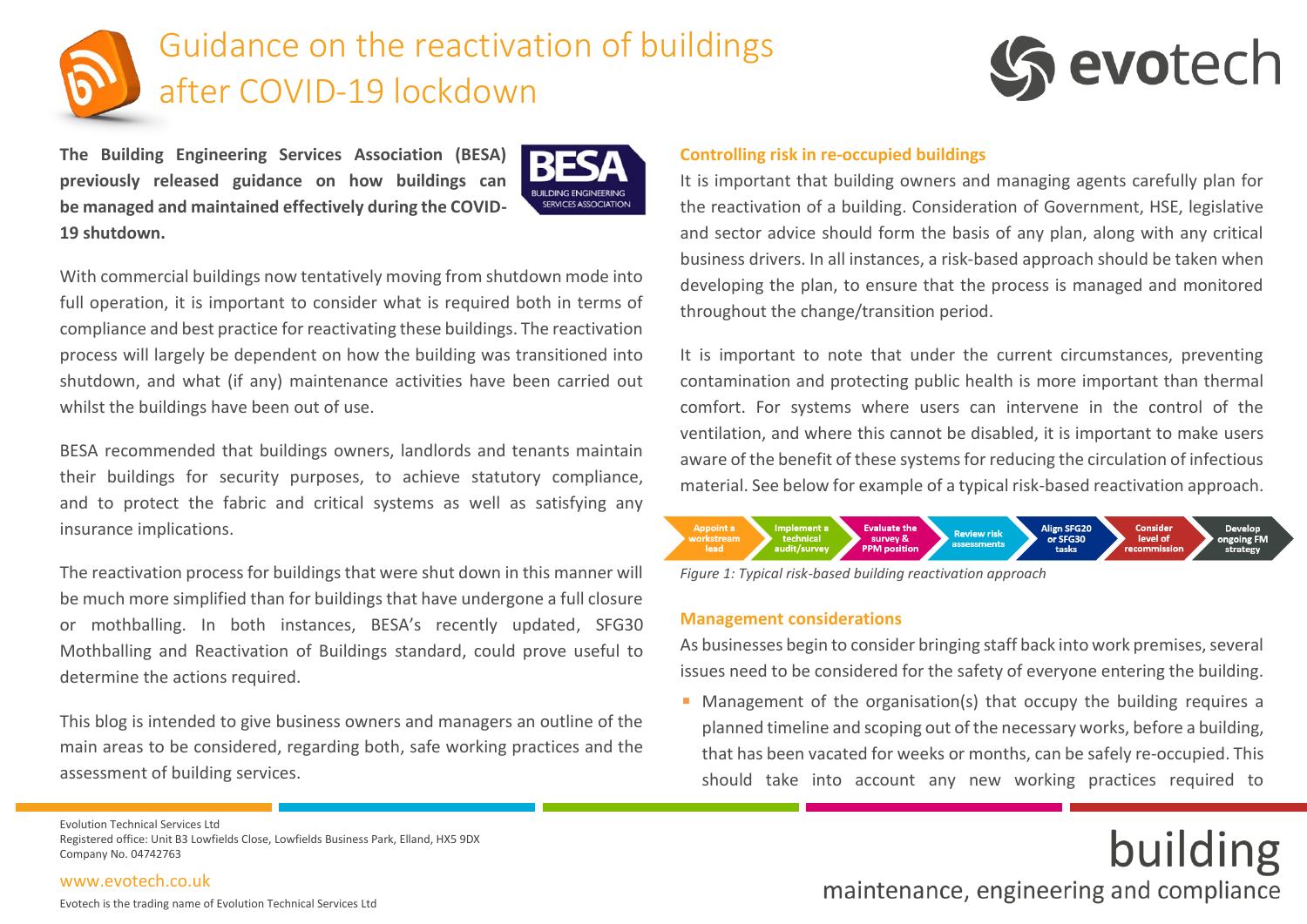# Guidance on the reactivation of buildings after COVID-19 lockdown

**The Building Engineering Services Association (BESA) previously released guidance on how buildings can be managed and maintained effectively during the COVID-19 shutdown.**

With commercial buildings now tentatively moving from shutdown mode into full operation, it is important to consider what is required both in terms of compliance and best practice for reactivating these buildings. The reactivation process will largely be dependent on how the building was transitioned into shutdown, and what (if any) maintenance activities have been carried out whilst the buildings have been out of use.

BESA recommended that buildings owners, landlords and tenants maintain their buildings for security purposes, to achieve statutory compliance, and to protect the fabric and critical systems as well as satisfying any insurance implications.

The reactivation process for buildings that were shut down in this manner will be much more simplified than for buildings that have undergone a full closure or mothballing. In both instances, BESA's recently updated, SFG30 Mothballing and Reactivation of Buildings standard, could prove useful to determine the actions required.

This blog is intended to give business owners and managers an outline of the main areas to be considered, regarding both, safe working practices and the assessment of building services.

## Controlling risk in re-occupied buildings

It is important that building owners and managing agents carefully plan for the reactivation of a building. Consideration of Government, HSE, legislative and sector advice should form the basis of any plan, along with any critical business drivers. In all instances, a risk-based approach should be taken when developing the plan, to ensure that the process is managed and monitored throughout the change/transition period.

It is important to note that under the current circumstances, preventing contamination and protecting public health is more important than thermal comfort. For systems where users can intervene in the control of the ventilation, and where this cannot be disabled, it is important to make users aware of the benefit of these systems for reducing the circulation of infectious material. See below for example of a typical risk-based reactivation approach.

Appoint a workstream lead → Implement a technical audit/survey → Evaluate the survey & PPM position → Review risk assessments → Align SFG20 or SFG30 tasks → Consider level of recommission → Develop ongoing FM strategy

*Figure 1: Typical risk-based building reactivation approach*

## Management considerations

As businesses begin to consider bringing staff back into work premises, several issues need to be considered for the safety of everyone entering the building.

- Management of the organisation(s) that occupy the building requires a planned timeline and scoping out of the necessary works, before a building, that has been vacated for weeks or months, can be safely re-occupied. This should take into account any new working practices required to

Evolution Technical Services Ltd
Registered office: Unit B3 Lowfields Close, Lowfields Business Park, Elland, HX5 9DX
Company No. 04742763

www.evotech.co.uk

Evotech is the trading name of Evolution Technical Services Ltd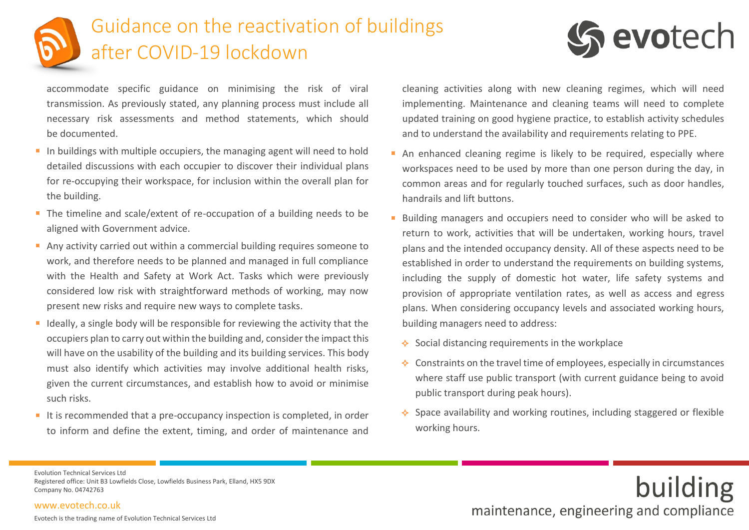accommodate specific guidance on minimising the risk of viral transmission. As previously stated, any planning process must include all necessary risk assessments and method statements, which should be documented.

- In buildings with multiple occupiers, the managing agent will need to hold detailed discussions with each occupier to discover their individual plans for re-occupying their workspace, for inclusion within the overall plan for the building.
- The timeline and scale/extent of re-occupation of a building needs to be aligned with Government advice.
- Any activity carried out within a commercial building requires someone to work, and therefore needs to be planned and managed in full compliance with the Health and Safety at Work Act. Tasks which were previously considered low risk with straightforward methods of working, may now present new risks and require new ways to complete tasks.
- Ideally, a single body will be responsible for reviewing the activity that the occupiers plan to carry out within the building and, consider the impact this will have on the usability of the building and its building services. This body must also identify which activities may involve additional health risks, given the current circumstances, and establish how to avoid or minimise such risks.
- It is recommended that a pre-occupancy inspection is completed, in order to inform and define the extent, timing, and order of maintenance and cleaning activities along with new cleaning regimes, which will need implementing. Maintenance and cleaning teams will need to complete updated training on good hygiene practice, to establish activity schedules and to understand the availability and requirements relating to PPE.
- An enhanced cleaning regime is likely to be required, especially where workspaces need to be used by more than one person during the day, in common areas and for regularly touched surfaces, such as door handles, handrails and lift buttons.
- Building managers and occupiers need to consider who will be asked to return to work, activities that will be undertaken, working hours, travel plans and the intended occupancy density. All of these aspects need to be established in order to understand the requirements on building systems, including the supply of domestic hot water, life safety systems and provision of appropriate ventilation rates, as well as access and egress plans. When considering occupancy levels and associated working hours, building managers need to address:
  - Social distancing requirements in the workplace
  - Constraints on the travel time of employees, especially in circumstances where staff use public transport (with current guidance being to avoid public transport during peak hours).
  - Space availability and working routines, including staggered or flexible working hours.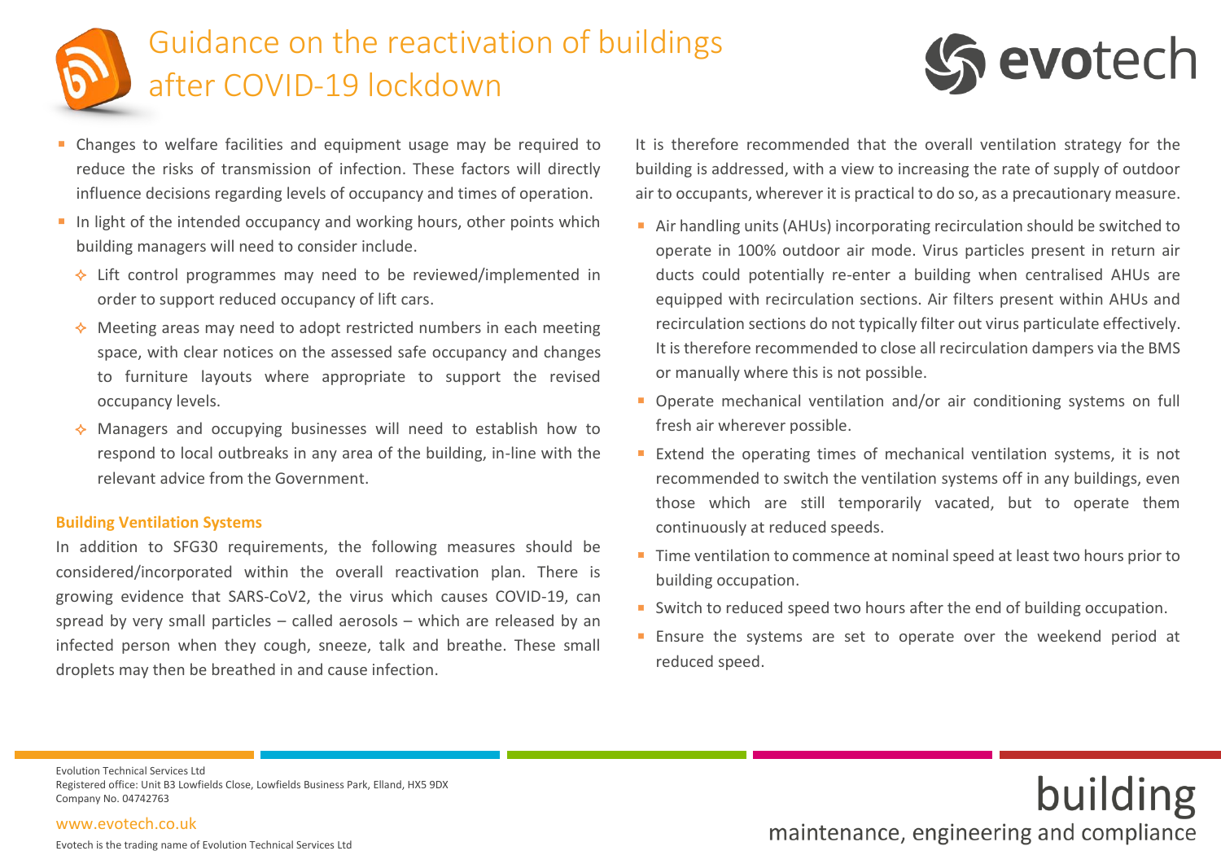- Changes to welfare facilities and equipment usage may be required to reduce the risks of transmission of infection. These factors will directly influence decisions regarding levels of occupancy and times of operation.
- In light of the intended occupancy and working hours, other points which building managers will need to consider include.
  - Lift control programmes may need to be reviewed/implemented in order to support reduced occupancy of lift cars.
  - Meeting areas may need to adopt restricted numbers in each meeting space, with clear notices on the assessed safe occupancy and changes to furniture layouts where appropriate to support the revised occupancy levels.
  - Managers and occupying businesses will need to establish how to respond to local outbreaks in any area of the building, in-line with the relevant advice from the Government.

**Building Ventilation Systems**

In addition to SFG30 requirements, the following measures should be considered/incorporated within the overall reactivation plan. There is growing evidence that SARS-CoV2, the virus which causes COVID-19, can spread by very small particles – called aerosols – which are released by an infected person when they cough, sneeze, talk and breathe. These small droplets may then be breathed in and cause infection.

It is therefore recommended that the overall ventilation strategy for the building is addressed, with a view to increasing the rate of supply of outdoor air to occupants, wherever it is practical to do so, as a precautionary measure.

- Air handling units (AHUs) incorporating recirculation should be switched to operate in 100% outdoor air mode. Virus particles present in return air ducts could potentially re-enter a building when centralised AHUs are equipped with recirculation sections. Air filters present within AHUs and recirculation sections do not typically filter out virus particulate effectively. It is therefore recommended to close all recirculation dampers via the BMS or manually where this is not possible.
- Operate mechanical ventilation and/or air conditioning systems on full fresh air wherever possible.
- Extend the operating times of mechanical ventilation systems, it is not recommended to switch the ventilation systems off in any buildings, even those which are still temporarily vacated, but to operate them continuously at reduced speeds.
- Time ventilation to commence at nominal speed at least two hours prior to building occupation.
- Switch to reduced speed two hours after the end of building occupation.
- Ensure the systems are set to operate over the weekend period at reduced speed.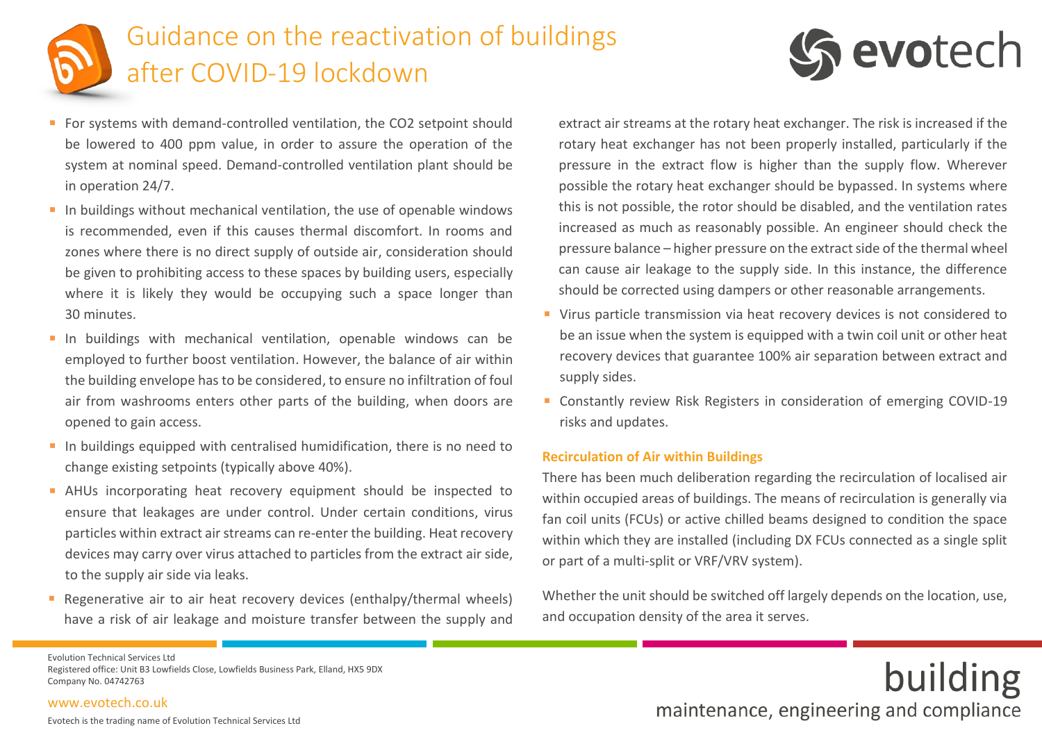- For systems with demand-controlled ventilation, the $CO_2$ setpoint should be lowered to 400 ppm value, in order to assure the operation of the system at nominal speed. Demand-controlled ventilation plant should be in operation 24/7.
- In buildings without mechanical ventilation, the use of openable windows is recommended, even if this causes thermal discomfort. In rooms and zones where there is no direct supply of outside air, consideration should be given to prohibiting access to these spaces by building users, especially where it is likely they would be occupying such a space longer than 30 minutes.
- In buildings with mechanical ventilation, openable windows can be employed to further boost ventilation. However, the balance of air within the building envelope has to be considered, to ensure no infiltration of foul air from washrooms enters other parts of the building, when doors are opened to gain access.
- In buildings equipped with centralised humidification, there is no need to change existing setpoints (typically above 40%).
- AHUs incorporating heat recovery equipment should be inspected to ensure that leakages are under control. Under certain conditions, virus particles within extract air streams can re-enter the building. Heat recovery devices may carry over virus attached to particles from the extract air side, to the supply air side via leaks.
- Regenerative air to air heat recovery devices (enthalpy/thermal wheels) have a risk of air leakage and moisture transfer between the supply and extract air streams at the rotary heat exchanger. The risk is increased if the rotary heat exchanger has not been properly installed, particularly if the pressure in the extract flow is higher than the supply flow. Wherever possible the rotary heat exchanger should be bypassed. In systems where this is not possible, the rotor should be disabled, and the ventilation rates increased as much as reasonably possible. An engineer should check the pressure balance – higher pressure on the extract side of the thermal wheel can cause air leakage to the supply side. In this instance, the difference should be corrected using dampers or other reasonable arrangements.
- Virus particle transmission via heat recovery devices is not considered to be an issue when the system is equipped with a twin coil unit or other heat recovery devices that guarantee 100% air separation between extract and supply sides.
- Constantly review Risk Registers in consideration of emerging COVID-19 risks and updates.

### Recirculation of Air within Buildings

There has been much deliberation regarding the recirculation of localised air within occupied areas of buildings. The means of recirculation is generally via fan coil units (FCUs) or active chilled beams designed to condition the space within which they are installed (including DX FCUs connected as a single split or part of a multi-split or VRF/VRV system).

Whether the unit should be switched off largely depends on the location, use, and occupation density of the area it serves.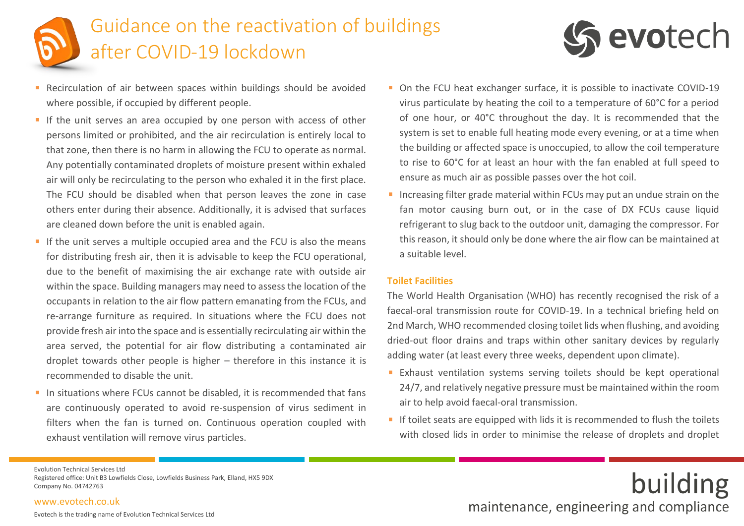- Recirculation of air between spaces within buildings should be avoided where possible, if occupied by different people.
- If the unit serves an area occupied by one person with access of other persons limited or prohibited, and the air recirculation is entirely local to that zone, then there is no harm in allowing the FCU to operate as normal. Any potentially contaminated droplets of moisture present within exhaled air will only be recirculating to the person who exhaled it in the first place. The FCU should be disabled when that person leaves the zone in case others enter during their absence. Additionally, it is advised that surfaces are cleaned down before the unit is enabled again.
- If the unit serves a multiple occupied area and the FCU is also the means for distributing fresh air, then it is advisable to keep the FCU operational, due to the benefit of maximising the air exchange rate with outside air within the space. Building managers may need to assess the location of the occupants in relation to the air flow pattern emanating from the FCUs, and re-arrange furniture as required. In situations where the FCU does not provide fresh air into the space and is essentially recirculating air within the area served, the potential for air flow distributing a contaminated air droplet towards other people is higher – therefore in this instance it is recommended to disable the unit.
- In situations where FCUs cannot be disabled, it is recommended that fans are continuously operated to avoid re-suspension of virus sediment in filters when the fan is turned on. Continuous operation coupled with exhaust ventilation will remove virus particles.
- On the FCU heat exchanger surface, it is possible to inactivate COVID-19 virus particulate by heating the coil to a temperature of 60°C for a period of one hour, or 40°C throughout the day. It is recommended that the system is set to enable full heating mode every evening, or at a time when the building or affected space is unoccupied, to allow the coil temperature to rise to 60°C for at least an hour with the fan enabled at full speed to ensure as much air as possible passes over the hot coil.
- Increasing filter grade material within FCUs may put an undue strain on the fan motor causing burn out, or in the case of DX FCUs cause liquid refrigerant to slug back to the outdoor unit, damaging the compressor. For this reason, it should only be done where the air flow can be maintained at a suitable level.

### Toilet Facilities

The World Health Organisation (WHO) has recently recognised the risk of a faecal-oral transmission route for COVID-19. In a technical briefing held on 2nd March, WHO recommended closing toilet lids when flushing, and avoiding dried-out floor drains and traps within other sanitary devices by regularly adding water (at least every three weeks, dependent upon climate).

- Exhaust ventilation systems serving toilets should be kept operational 24/7, and relatively negative pressure must be maintained within the room air to help avoid faecal-oral transmission.
- If toilet seats are equipped with lids it is recommended to flush the toilets with closed lids in order to minimise the release of droplets and droplet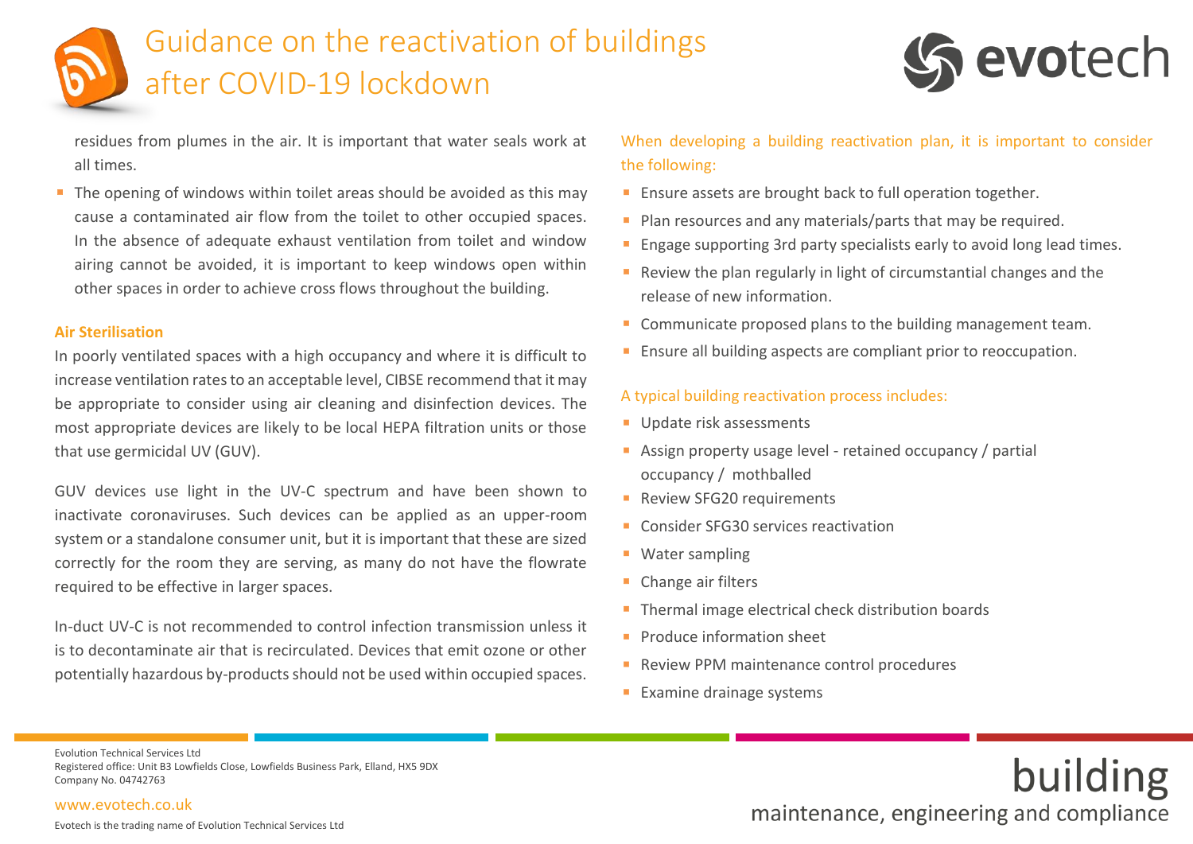residues from plumes in the air. It is important that water seals work at all times.

- The opening of windows within toilet areas should be avoided as this may cause a contaminated air flow from the toilet to other occupied spaces. In the absence of adequate exhaust ventilation from toilet and window airing cannot be avoided, it is important to keep windows open within other spaces in order to achieve cross flows throughout the building.

### Air Sterilisation

In poorly ventilated spaces with a high occupancy and where it is difficult to increase ventilation rates to an acceptable level, CIBSE recommend that it may be appropriate to consider using air cleaning and disinfection devices. The most appropriate devices are likely to be local HEPA filtration units or those that use germicidal UV (GUV).

GUV devices use light in the UV-C spectrum and have been shown to inactivate coronaviruses. Such devices can be applied as an upper-room system or a standalone consumer unit, but it is important that these are sized correctly for the room they are serving, as many do not have the flowrate required to be effective in larger spaces.

In-duct UV-C is not recommended to control infection transmission unless it is to decontaminate air that is recirculated. Devices that emit ozone or other potentially hazardous by-products should not be used within occupied spaces.

When developing a building reactivation plan, it is important to consider the following:

- Ensure assets are brought back to full operation together.
- Plan resources and any materials/parts that may be required.
- Engage supporting 3rd party specialists early to avoid long lead times.
- Review the plan regularly in light of circumstantial changes and the release of new information.
- Communicate proposed plans to the building management team.
- Ensure all building aspects are compliant prior to reoccupation.

A typical building reactivation process includes:

- Update risk assessments
- Assign property usage level - retained occupancy / partial occupancy / mothballed
- Review SFG20 requirements
- Consider SFG30 services reactivation
- Water sampling
- Change air filters
- Thermal image electrical check distribution boards
- Produce information sheet
- Review PPM maintenance control procedures
- Examine drainage systems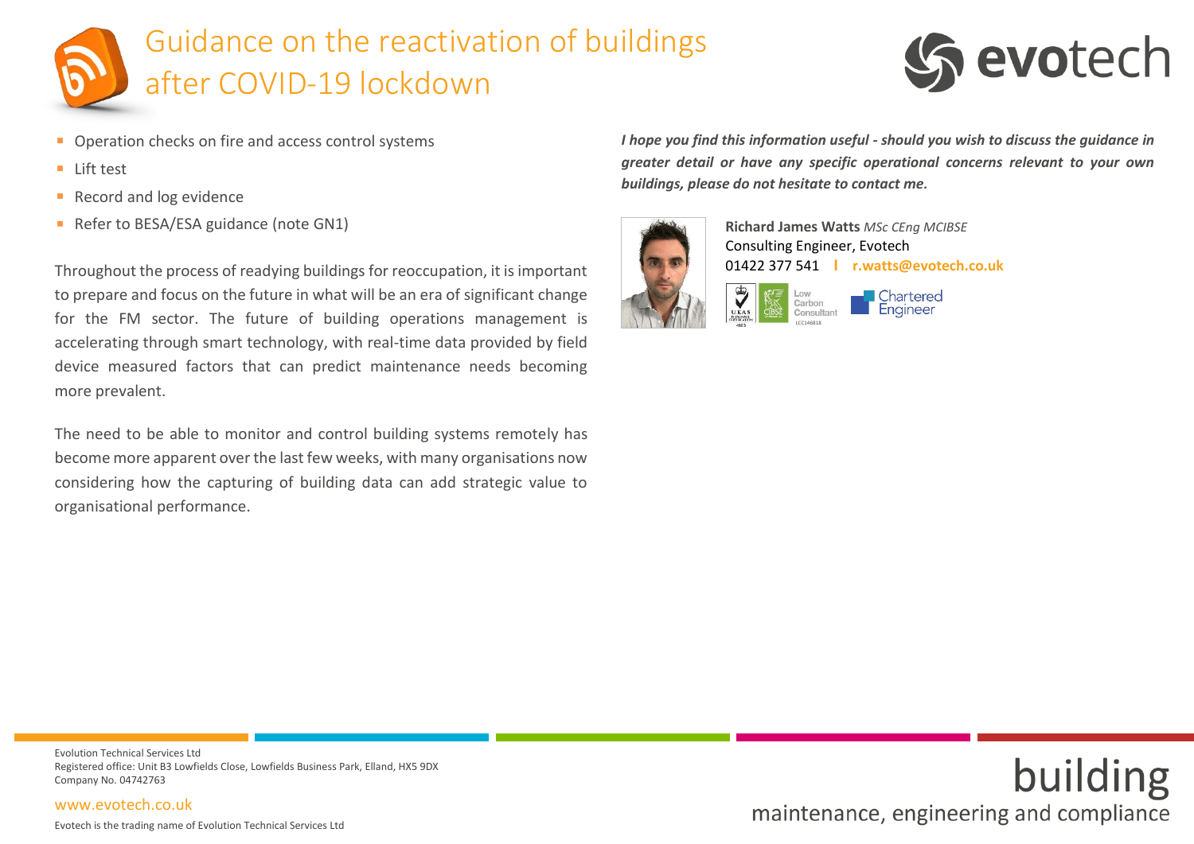- Operation checks on fire and access control systems
- Lift test
- Record and log evidence
- Refer to BESA/ESA guidance (note GN1)

Throughout the process of readying buildings for reoccupation, it is important to prepare and focus on the future in what will be an era of significant change for the FM sector. The future of building operations management is accelerating through smart technology, with real-time data provided by field device measured factors that can predict maintenance needs becoming more prevalent.

The need to be able to monitor and control building systems remotely has become more apparent over the last few weeks, with many organisations now considering how the capturing of building data can add strategic value to organisational performance.

***I hope you find this information useful - should you wish to discuss the guidance in greater detail or have any specific operational concerns relevant to your own buildings, please do not hesitate to contact me.***

**Richard James Watts** *MSc CEng MCIBSE*
Consulting Engineer, Evotech
01422 377 541 | **r.watts@evotech.co.uk**

Low Carbon Consultant LCC146818

Chartered Engineer

Evolution Technical Services Ltd
Registered office: Unit B3 Lowfields Close, Lowfields Business Park, Elland, HX5 9DX
Company No. 04742763

www.evotech.co.uk

Evotech is the trading name of Evolution Technical Services Ltd

building
maintenance, engineering and compliance